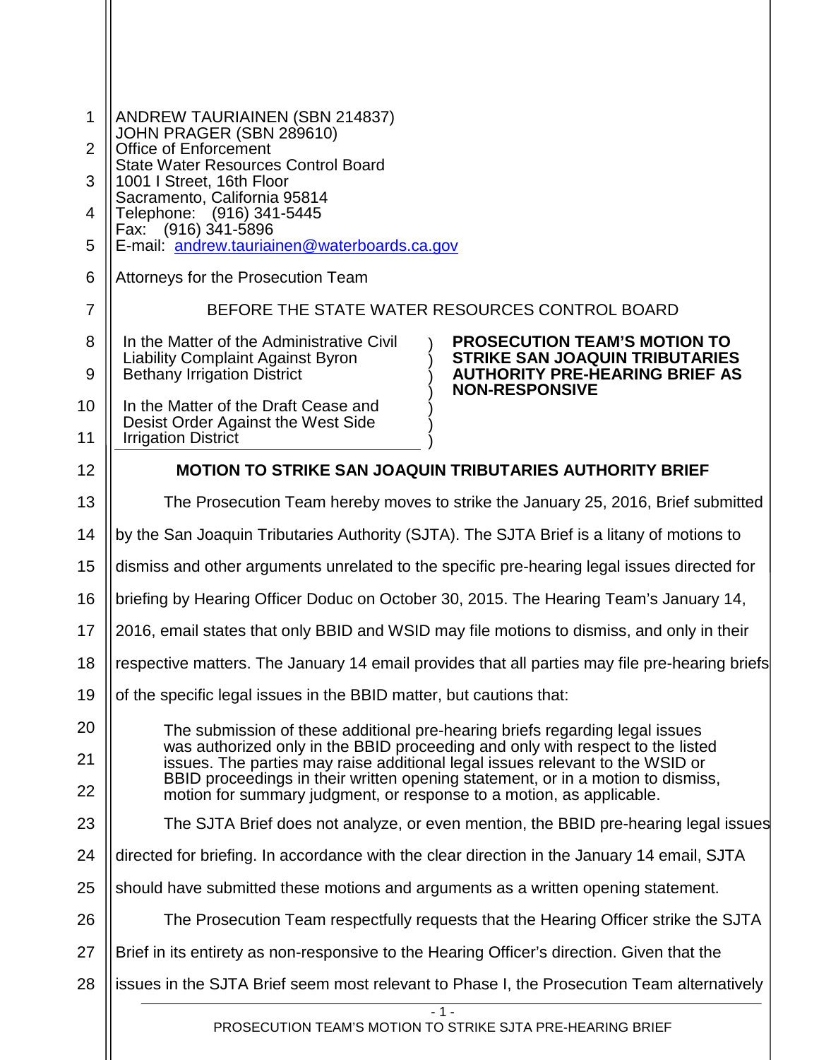ANDREW TAURIAINEN (SBN 214837)
JOHN PRAGER (SBN 289610)
Office of Enforcement
State Water Resources Control Board
1001 I Street, 16th Floor
Sacramento, California 95814
Telephone: (916) 341-5445
Fax: (916) 341-5896
E-mail: andrew.tauriainen@waterboards.ca.gov

Attorneys for the Prosecution Team

BEFORE THE STATE WATER RESOURCES CONTROL BOARD

| | |
|---|---|
| In the Matter of the Administrative Civil Liability Complaint Against Byron Bethany Irrigation District<br><br>In the Matter of the Draft Cease and Desist Order Against the West Side Irrigation District | **PROSECUTION TEAM'S MOTION TO STRIKE SAN JOAQUIN TRIBUTARIES AUTHORITY PRE-HEARING BRIEF AS NON-RESPONSIVE** |

## MOTION TO STRIKE SAN JOAQUIN TRIBUTARIES AUTHORITY BRIEF

The Prosecution Team hereby moves to strike the January 25, 2016, Brief submitted by the San Joaquin Tributaries Authority (SJTA). The SJTA Brief is a litany of motions to dismiss and other arguments unrelated to the specific pre-hearing legal issues directed for briefing by Hearing Officer Doduc on October 30, 2015. The Hearing Team's January 14, 2016, email states that only BBID and WSID may file motions to dismiss, and only in their respective matters. The January 14 email provides that all parties may file pre-hearing briefs of the specific legal issues in the BBID matter, but cautions that:

> The submission of these additional pre-hearing briefs regarding legal issues was authorized only in the BBID proceeding and only with respect to the listed issues. The parties may raise additional legal issues relevant to the WSID or BBID proceedings in their written opening statement, or in a motion to dismiss, motion for summary judgment, or response to a motion, as applicable.

The SJTA Brief does not analyze, or even mention, the BBID pre-hearing legal issues directed for briefing. In accordance with the clear direction in the January 14 email, SJTA should have submitted these motions and arguments as a written opening statement.

The Prosecution Team respectfully requests that the Hearing Officer strike the SJTA Brief in its entirety as non-responsive to the Hearing Officer's direction. Given that the issues in the SJTA Brief seem most relevant to Phase I, the Prosecution Team alternatively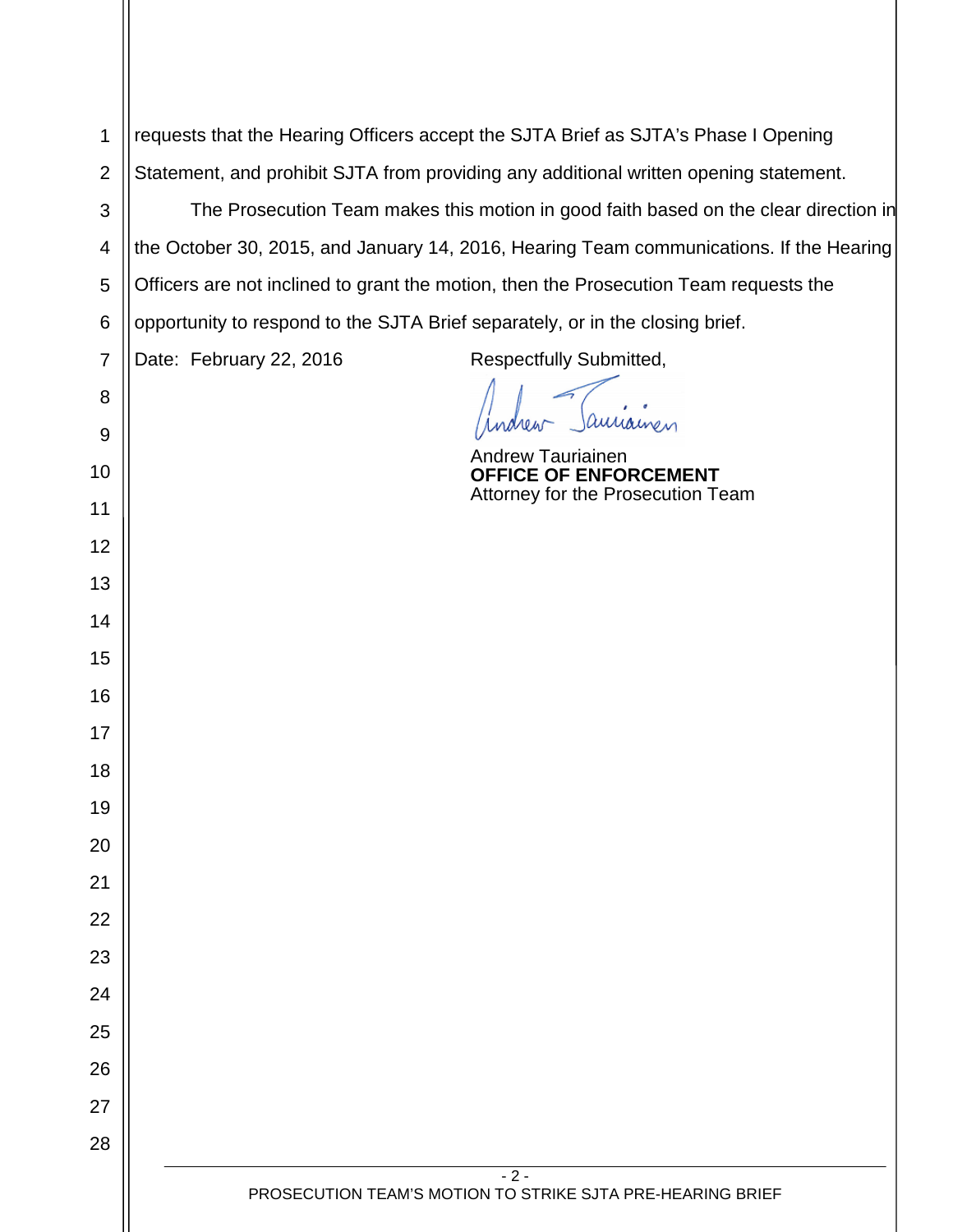requests that the Hearing Officers accept the SJTA Brief as SJTA's Phase I Opening Statement, and prohibit SJTA from providing any additional written opening statement.

The Prosecution Team makes this motion in good faith based on the clear direction in the October 30, 2015, and January 14, 2016, Hearing Team communications. If the Hearing Officers are not inclined to grant the motion, then the Prosecution Team requests the opportunity to respond to the SJTA Brief separately, or in the closing brief.

Date: February 22, 2016

Respectfully Submitted,

Andrew Tauriainen
**OFFICE OF ENFORCEMENT**
Attorney for the Prosecution Team